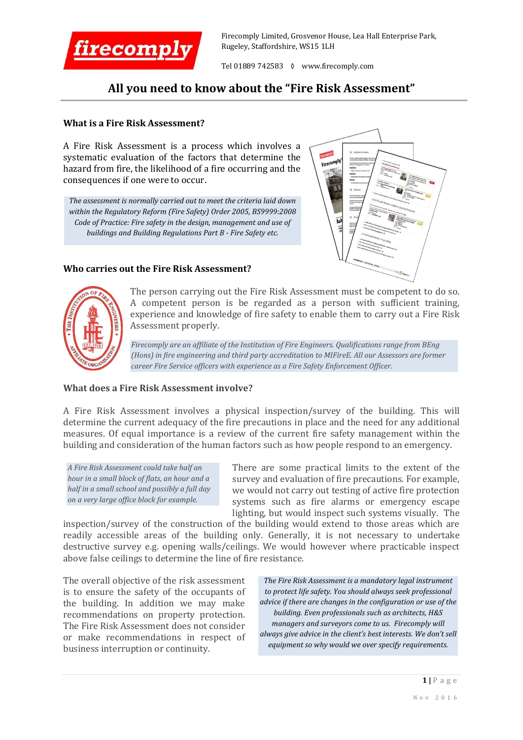Firecomply Limited, Grosvenor House, Lea Hall Enterprise Park, Rugeley, Staffordshire, WS15 1LH

Tel 01889 742583 ◊ www.firecomply.com

# All you need to know about the "Fire Risk Assessment"

### What is a Fire Risk Assessment?

A Fire Risk Assessment is a process which involves a systematic evaluation of the factors that determine the hazard from fire, the likelihood of a fire occurring and the consequences if one were to occur.

*The assessment is normally carried out to meet the criteria laid down within the Regulatory Reform (Fire Safety) Order 2005, BS9999:2008 Code of Practice: Fire safety in the design, management and use of buildings and Building Regulations Part B - Fire Safety etc.*

### Who carries out the Fire Risk Assessment?

The person carrying out the Fire Risk Assessment must be competent to do so. A competent person is be regarded as a person with sufficient training, experience and knowledge of fire safety to enable them to carry out a Fire Risk Assessment properly.

*Firecomply are an affiliate of the Institution of Fire Engineers. Qualifications range from BEng (Hons) in fire engineering and third party accreditation to MIFireE. All our Assessors are former career Fire Service officers with experience as a Fire Safety Enforcement Officer.*

### What does a Fire Risk Assessment involve?

A Fire Risk Assessment involves a physical inspection/survey of the building. This will determine the current adequacy of the fire precautions in place and the need for any additional measures. Of equal importance is a review of the current fire safety management within the building and consideration of the human factors such as how people respond to an emergency.

*A Fire Risk Assessment could take half an hour in a small block of flats, an hour and a half in a small school and possibly a full day on a very large office block for example.*

There are some practical limits to the extent of the survey and evaluation of fire precautions. For example, we would not carry out testing of active fire protection systems such as fire alarms or emergency escape lighting, but would inspect such systems visually. The inspection/survey of the construction of the building would extend to those areas which are readily accessible areas of the building only. Generally, it is not necessary to undertake destructive survey e.g. opening walls/ceilings. We would however where practicable inspect above false ceilings to determine the line of fire resistance.

The overall objective of the risk assessment is to ensure the safety of the occupants of the building. In addition we may make recommendations on property protection. The Fire Risk Assessment does not consider or make recommendations in respect of business interruption or continuity.

*The Fire Risk Assessment is a mandatory legal instrument to protect life safety. You should always seek professional advice if there are changes in the configuration or use of the building. Even professionals such as architects, H&S managers and surveyors come to us. Firecomply will always give advice in the client's best interests. We don't sell equipment so why would we over specify requirements.*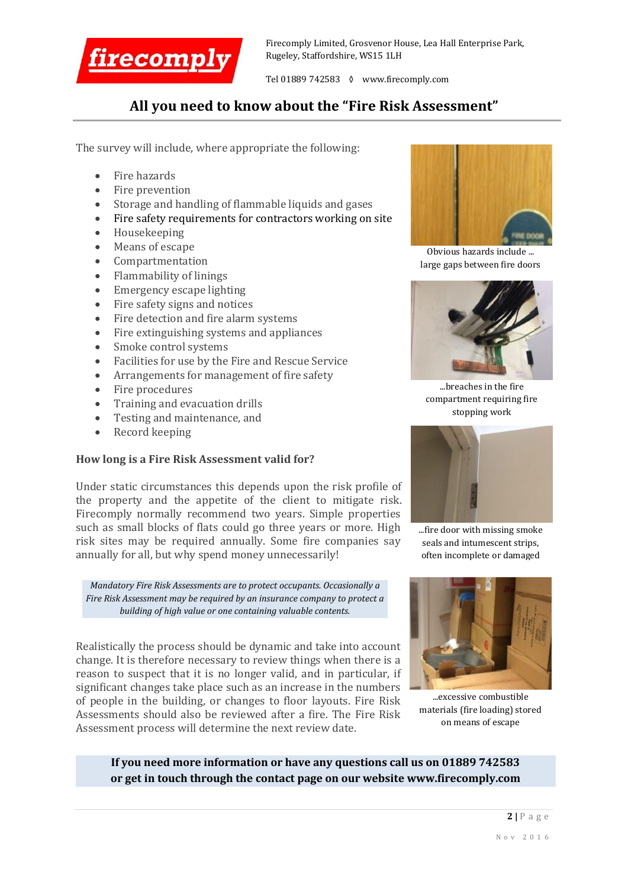# All you need to know about the "Fire Risk Assessment"

The survey will include, where appropriate the following:

- Fire hazards
- Fire prevention
- Storage and handling of flammable liquids and gases
- Fire safety requirements for contractors working on site
- Housekeeping
- Means of escape
- Compartmentation
- Flammability of linings
- Emergency escape lighting
- Fire safety signs and notices
- Fire detection and fire alarm systems
- Fire extinguishing systems and appliances
- Smoke control systems
- Facilities for use by the Fire and Rescue Service
- Arrangements for management of fire safety
- Fire procedures
- Training and evacuation drills
- Testing and maintenance, and
- Record keeping

Obvious hazards include ... large gaps between fire doors

...breaches in the fire compartment requiring fire stopping work

...fire door with missing smoke seals and intumescent strips, often incomplete or damaged

...excessive combustible materials (fire loading) stored on means of escape

### How long is a Fire Risk Assessment valid for?

Under static circumstances this depends upon the risk profile of the property and the appetite of the client to mitigate risk. Firecomply normally recommend two years. Simple properties such as small blocks of flats could go three years or more. High risk sites may be required annually. Some fire companies say annually for all, but why spend money unnecessarily!

*Mandatory Fire Risk Assessments are to protect occupants. Occasionally a Fire Risk Assessment may be required by an insurance company to protect a building of high value or one containing valuable contents.*

Realistically the process should be dynamic and take into account change. It is therefore necessary to review things when there is a reason to suspect that it is no longer valid, and in particular, if significant changes take place such as an increase in the numbers of people in the building, or changes to floor layouts. Fire Risk Assessments should also be reviewed after a fire. The Fire Risk Assessment process will determine the next review date.

**If you need more information or have any questions call us on 01889 742583 or get in touch through the contact page on our website www.firecomply.com**